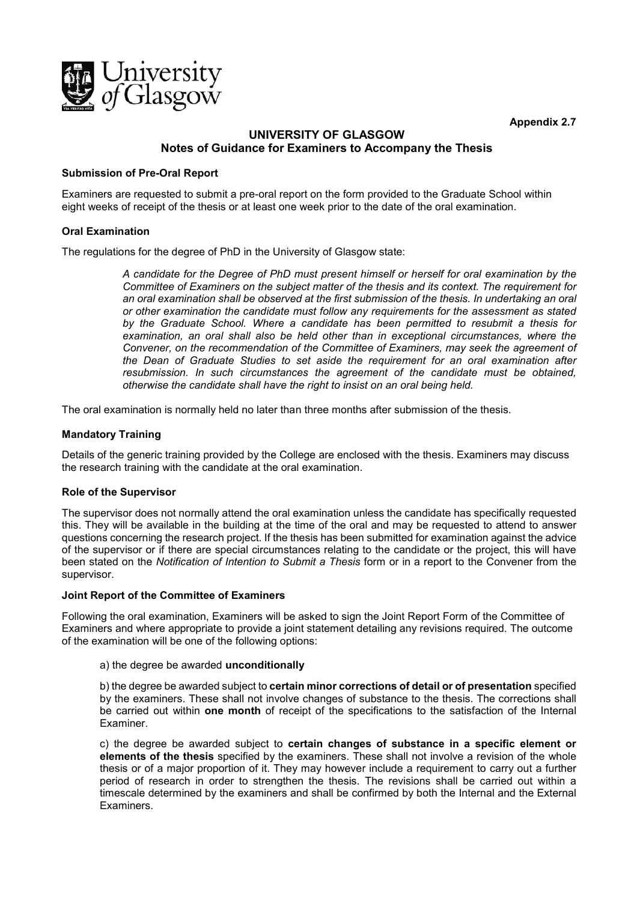Appendix 2.7

# UNIVERSITY OF GLASGOW
## Notes of Guidance for Examiners to Accompany the Thesis

### Submission of Pre-Oral Report

Examiners are requested to submit a pre-oral report on the form provided to the Graduate School within eight weeks of receipt of the thesis or at least one week prior to the date of the oral examination.

### Oral Examination

The regulations for the degree of PhD in the University of Glasgow state:

> *A candidate for the Degree of PhD must present himself or herself for oral examination by the Committee of Examiners on the subject matter of the thesis and its context. The requirement for an oral examination shall be observed at the first submission of the thesis. In undertaking an oral or other examination the candidate must follow any requirements for the assessment as stated by the Graduate School. Where a candidate has been permitted to resubmit a thesis for examination, an oral shall also be held other than in exceptional circumstances, where the Convener, on the recommendation of the Committee of Examiners, may seek the agreement of the Dean of Graduate Studies to set aside the requirement for an oral examination after resubmission. In such circumstances the agreement of the candidate must be obtained, otherwise the candidate shall have the right to insist on an oral being held.*

The oral examination is normally held no later than three months after submission of the thesis.

### Mandatory Training

Details of the generic training provided by the College are enclosed with the thesis. Examiners may discuss the research training with the candidate at the oral examination.

### Role of the Supervisor

The supervisor does not normally attend the oral examination unless the candidate has specifically requested this. They will be available in the building at the time of the oral and may be requested to attend to answer questions concerning the research project. If the thesis has been submitted for examination against the advice of the supervisor or if there are special circumstances relating to the candidate or the project, this will have been stated on the *Notification of Intention to Submit a Thesis* form or in a report to the Convener from the supervisor.

### Joint Report of the Committee of Examiners

Following the oral examination, Examiners will be asked to sign the Joint Report Form of the Committee of Examiners and where appropriate to provide a joint statement detailing any revisions required. The outcome of the examination will be one of the following options:

a) the degree be awarded **unconditionally**

b) the degree be awarded subject to **certain minor corrections of detail or of presentation** specified by the examiners. These shall not involve changes of substance to the thesis. The corrections shall be carried out within **one month** of receipt of the specifications to the satisfaction of the Internal Examiner.

c) the degree be awarded subject to **certain changes of substance in a specific element or elements of the thesis** specified by the examiners. These shall not involve a revision of the whole thesis or of a major proportion of it. They may however include a requirement to carry out a further period of research in order to strengthen the thesis. The revisions shall be carried out within a timescale determined by the examiners and shall be confirmed by both the Internal and the External Examiners.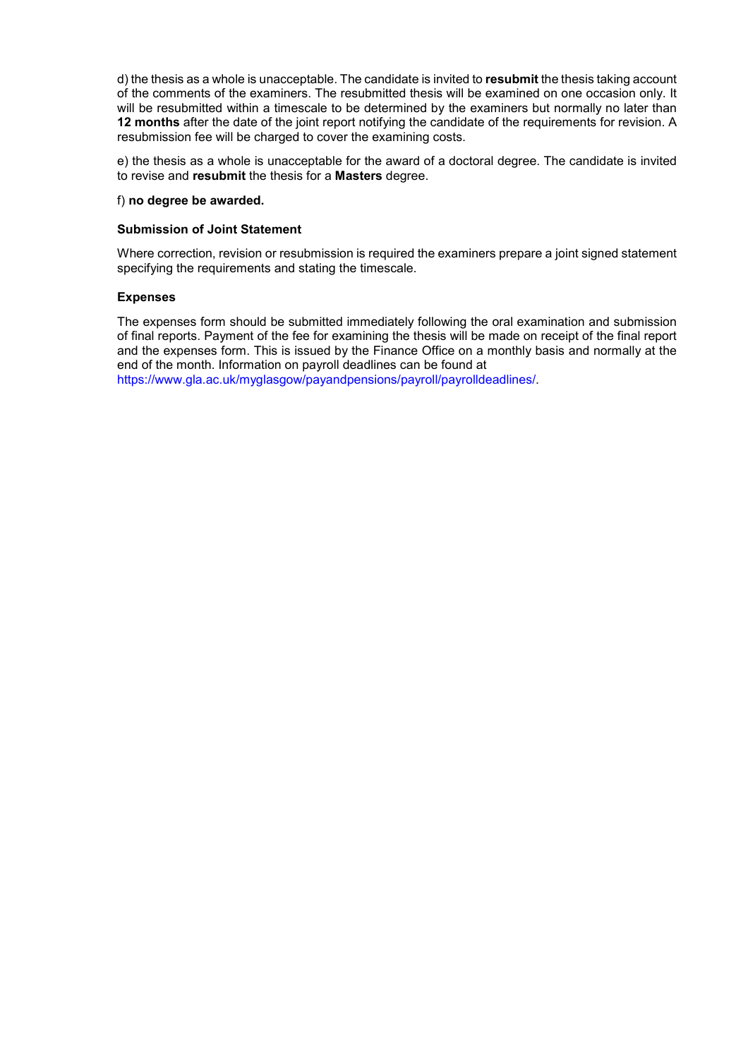d) the thesis as a whole is unacceptable. The candidate is invited to **resubmit** the thesis taking account of the comments of the examiners. The resubmitted thesis will be examined on one occasion only. It will be resubmitted within a timescale to be determined by the examiners but normally no later than **12 months** after the date of the joint report notifying the candidate of the requirements for revision. A resubmission fee will be charged to cover the examining costs.

e) the thesis as a whole is unacceptable for the award of a doctoral degree. The candidate is invited to revise and **resubmit** the thesis for a **Masters** degree.

f) **no degree be awarded.**

**Submission of Joint Statement**

Where correction, revision or resubmission is required the examiners prepare a joint signed statement specifying the requirements and stating the timescale.

**Expenses**

The expenses form should be submitted immediately following the oral examination and submission of final reports. Payment of the fee for examining the thesis will be made on receipt of the final report and the expenses form. This is issued by the Finance Office on a monthly basis and normally at the end of the month. Information on payroll deadlines can be found at https://www.gla.ac.uk/myglasgow/payandpensions/payroll/payrolldeadlines/.